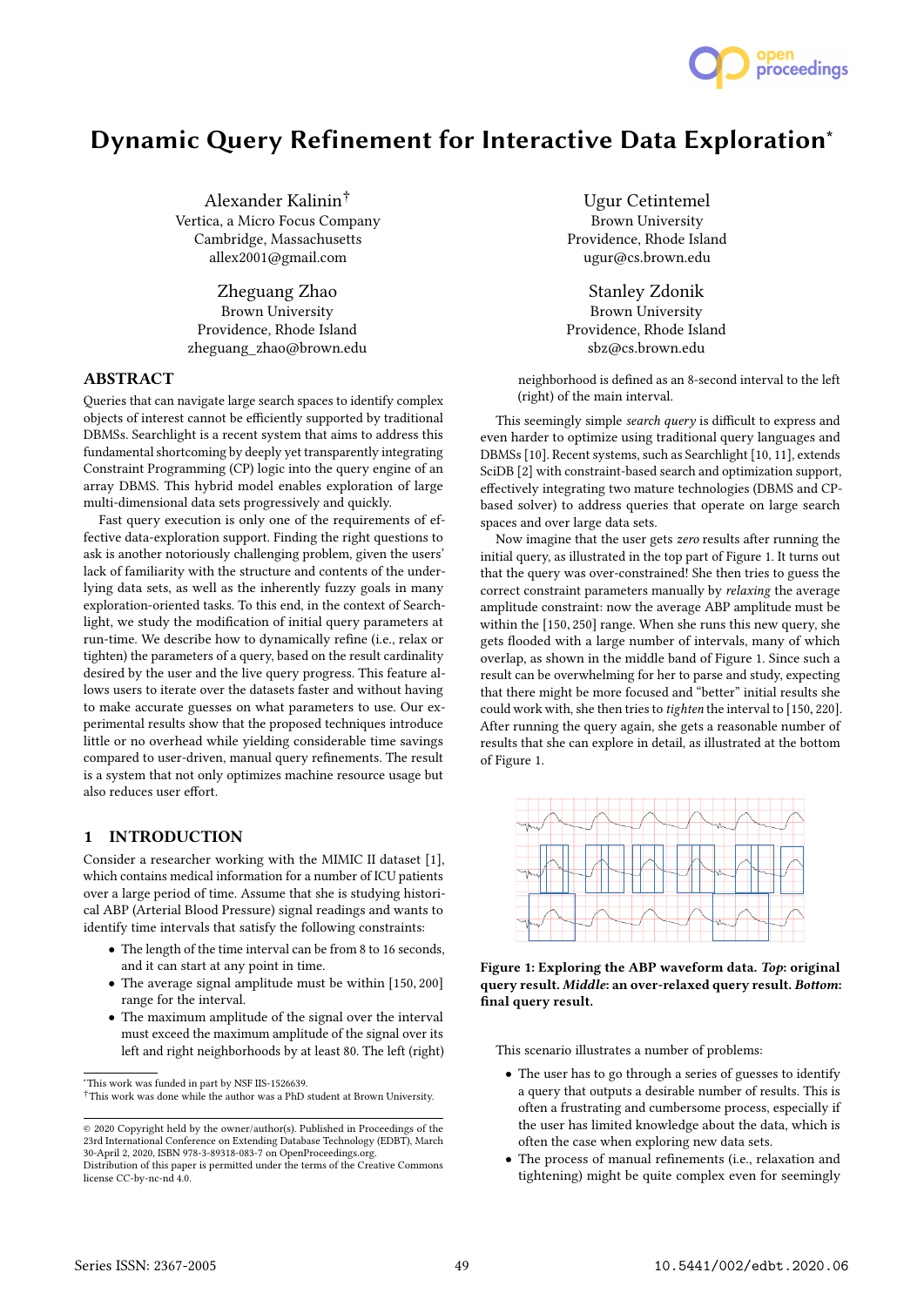# Dynamic Query Refinement for Interactive Data Exploration*

Alexander Kalinin†
Vertica, a Micro Focus Company
Cambridge, Massachusetts
allex2001@gmail.com

Ugur Cetintemel
Brown University
Providence, Rhode Island
ugur@cs.brown.edu

Zheguang Zhao
Brown University
Providence, Rhode Island
zheguang_zhao@brown.edu

Stanley Zdonik
Brown University
Providence, Rhode Island
sbz@cs.brown.edu

## ABSTRACT

Queries that can navigate large search spaces to identify complex objects of interest cannot be efficiently supported by traditional DBMSs. Searchlight is a recent system that aims to address this fundamental shortcoming by deeply yet transparently integrating Constraint Programming (CP) logic into the query engine of an array DBMS. This hybrid model enables exploration of large multi-dimensional data sets progressively and quickly.

Fast query execution is only one of the requirements of effective data-exploration support. Finding the right questions to ask is another notoriously challenging problem, given the users' lack of familiarity with the structure and contents of the underlying data sets, as well as the inherently fuzzy goals in many exploration-oriented tasks. To this end, in the context of Searchlight, we study the modification of initial query parameters at run-time. We describe how to dynamically refine (i.e., relax or tighten) the parameters of a query, based on the result cardinality desired by the user and the live query progress. This feature allows users to iterate over the datasets faster and without having to make accurate guesses on what parameters to use. Our experimental results show that the proposed techniques introduce little or no overhead while yielding considerable time savings compared to user-driven, manual query refinements. The result is a system that not only optimizes machine resource usage but also reduces user effort.

## 1 INTRODUCTION

Consider a researcher working with the MIMIC II dataset [1], which contains medical information for a number of ICU patients over a large period of time. Assume that she is studying historical ABP (Arterial Blood Pressure) signal readings and wants to identify time intervals that satisfy the following constraints:

- The length of the time interval can be from 8 to 16 seconds, and it can start at any point in time.
- The average signal amplitude must be within [150, 200] range for the interval.
- The maximum amplitude of the signal over the interval must exceed the maximum amplitude of the signal over its left and right neighborhoods by at least 80. The left (right) neighborhood is defined as an 8-second interval to the left (right) of the main interval.

This seemingly simple *search query* is difficult to express and even harder to optimize using traditional query languages and DBMSs [10]. Recent systems, such as Searchlight [10, 11], extends SciDB [2] with constraint-based search and optimization support, effectively integrating two mature technologies (DBMS and CP-based solver) to address queries that operate on large search spaces and over large data sets.

Now imagine that the user gets *zero* results after running the initial query, as illustrated in the top part of Figure 1. It turns out that the query was over-constrained! She then tries to guess the correct constraint parameters manually by *relaxing* the average amplitude constraint: now the average ABP amplitude must be within the [150, 250] range. When she runs this new query, she gets flooded with a large number of intervals, many of which overlap, as shown in the middle band of Figure 1. Since such a result can be overwhelming for her to parse and study, expecting that there might be more focused and "better" initial results she could work with, she then tries to *tighten* the interval to [150, 220]. After running the query again, she gets a reasonable number of results that she can explore in detail, as illustrated at the bottom of Figure 1.

**Figure 1: Exploring the ABP waveform data. *Top*: original query result. *Middle*: an over-relaxed query result. *Bottom*: final query result.**

This scenario illustrates a number of problems:

- The user has to go through a series of guesses to identify a query that outputs a desirable number of results. This is often a frustrating and cumbersome process, especially if the user has limited knowledge about the data, which is often the case when exploring new data sets.
- The process of manual refinements (i.e., relaxation and tightening) might be quite complex even for seemingly

*This work was funded in part by NSF IIS-1526639.
†This work was done while the author was a PhD student at Brown University.

© 2020 Copyright held by the owner/author(s). Published in Proceedings of the 23rd International Conference on Extending Database Technology (EDBT), March 30-April 2, 2020, ISBN 978-3-89318-083-7 on OpenProceedings.org.
Distribution of this paper is permitted under the terms of the Creative Commons license CC-by-nc-nd 4.0.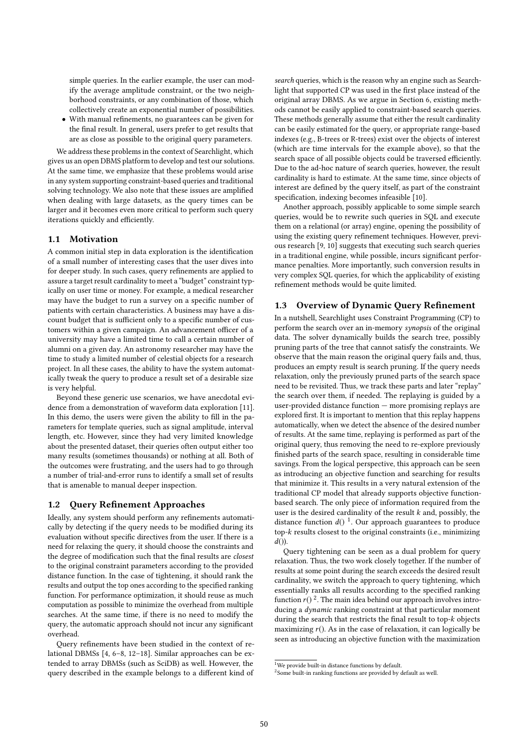simple queries. In the earlier example, the user can modify the average amplitude constraint, or the two neighborhood constraints, or any combination of those, which collectively create an exponential number of possibilities.

- With manual refinements, no guarantees can be given for the final result. In general, users prefer to get results that are as close as possible to the original query parameters.

We address these problems in the context of Searchlight, which gives us an open DBMS platform to develop and test our solutions. At the same time, we emphasize that these problems would arise in any system supporting constraint-based queries and traditional solving technology. We also note that these issues are amplified when dealing with large datasets, as the query times can be larger and it becomes even more critical to perform such query iterations quickly and efficiently.

## 1.1 Motivation

A common initial step in data exploration is the identification of a small number of interesting cases that the user dives into for deeper study. In such cases, query refinements are applied to assure a target result cardinality to meet a "budget" constraint typically on user time or money. For example, a medical researcher may have the budget to run a survey on a specific number of patients with certain characteristics. A business may have a discount budget that is sufficient only to a specific number of customers within a given campaign. An advancement officer of a university may have a limited time to call a certain number of alumni on a given day. An astronomy researcher may have the time to study a limited number of celestial objects for a research project. In all these cases, the ability to have the system automatically tweak the query to produce a result set of a desirable size is very helpful.

Beyond these generic use scenarios, we have anecdotal evidence from a demonstration of waveform data exploration [11]. In this demo, the users were given the ability to fill in the parameters for template queries, such as signal amplitude, interval length, etc. However, since they had very limited knowledge about the presented dataset, their queries often output either too many results (sometimes thousands) or nothing at all. Both of the outcomes were frustrating, and the users had to go through a number of trial-and-error runs to identify a small set of results that is amenable to manual deeper inspection.

## 1.2 Query Refinement Approaches

Ideally, any system should perform any refinements automatically by detecting if the query needs to be modified during its evaluation without specific directives from the user. If there is a need for relaxing the query, it should choose the constraints and the degree of modification such that the final results are *closest* to the original constraint parameters according to the provided distance function. In the case of tightening, it should rank the results and output the top ones according to the specified ranking function. For performance optimization, it should reuse as much computation as possible to minimize the overhead from multiple searches. At the same time, if there is no need to modify the query, the automatic approach should not incur any significant overhead.

Query refinements have been studied in the context of relational DBMSs [4, 6–8, 12–18]. Similar approaches can be extended to array DBMSs (such as SciDB) as well. However, the query described in the example belongs to a different kind of *search* queries, which is the reason why an engine such as Searchlight that supported CP was used in the first place instead of the original array DBMS. As we argue in Section 6, existing methods cannot be easily applied to constraint-based search queries. These methods generally assume that either the result cardinality can be easily estimated for the query, or appropriate range-based indexes (e.g., B-trees or R-trees) exist over the objects of interest (which are time intervals for the example above), so that the search space of all possible objects could be traversed efficiently. Due to the ad-hoc nature of search queries, however, the result cardinality is hard to estimate. At the same time, since objects of interest are defined by the query itself, as part of the constraint specification, indexing becomes infeasible [10].

Another approach, possibly applicable to some simple search queries, would be to rewrite such queries in SQL and execute them on a relational (or array) engine, opening the possibility of using the existing query refinement techniques. However, previous research [9, 10] suggests that executing such search queries in a traditional engine, while possible, incurs significant performance penalties. More importantly, such conversion results in very complex SQL queries, for which the applicability of existing refinement methods would be quite limited.

## 1.3 Overview of Dynamic Query Refinement

In a nutshell, Searchlight uses Constraint Programming (CP) to perform the search over an in-memory *synopsis* of the original data. The solver dynamically builds the search tree, possibly pruning parts of the tree that cannot satisfy the constraints. We observe that the main reason the original query fails and, thus, produces an empty result is search pruning. If the query needs relaxation, only the previously pruned parts of the search space need to be revisited. Thus, we track these parts and later "replay" the search over them, if needed. The replaying is guided by a user-provided distance function — more promising replays are explored first. It is important to mention that this replay happens automatically, when we detect the absence of the desired number of results. At the same time, replaying is performed as part of the original query, thus removing the need to re-explore previously finished parts of the search space, resulting in considerable time savings. From the logical perspective, this approach can be seen as introducing an objective function and searching for results that minimize it. This results in a very natural extension of the traditional CP model that already supports objective function-based search. The only piece of information required from the user is the desired cardinality of the result $k$ and, possibly, the distance function $d()$ [1]. Our approach guarantees to produce top-$k$ results closest to the original constraints (i.e., minimizing $d()$).

Query tightening can be seen as a dual problem for query relaxation. Thus, the two work closely together. If the number of results at some point during the search exceeds the desired result cardinality, we switch the approach to query tightening, which essentially ranks all results according to the specified ranking function $r()$ [2]. The main idea behind our approach involves introducing a *dynamic* ranking constraint at that particular moment during the search that restricts the final result to top-$k$ objects maximizing $r()$. As in the case of relaxation, it can logically be seen as introducing an objective function with the maximization

[1] We provide built-in distance functions by default.

[2] Some built-in ranking functions are provided by default as well.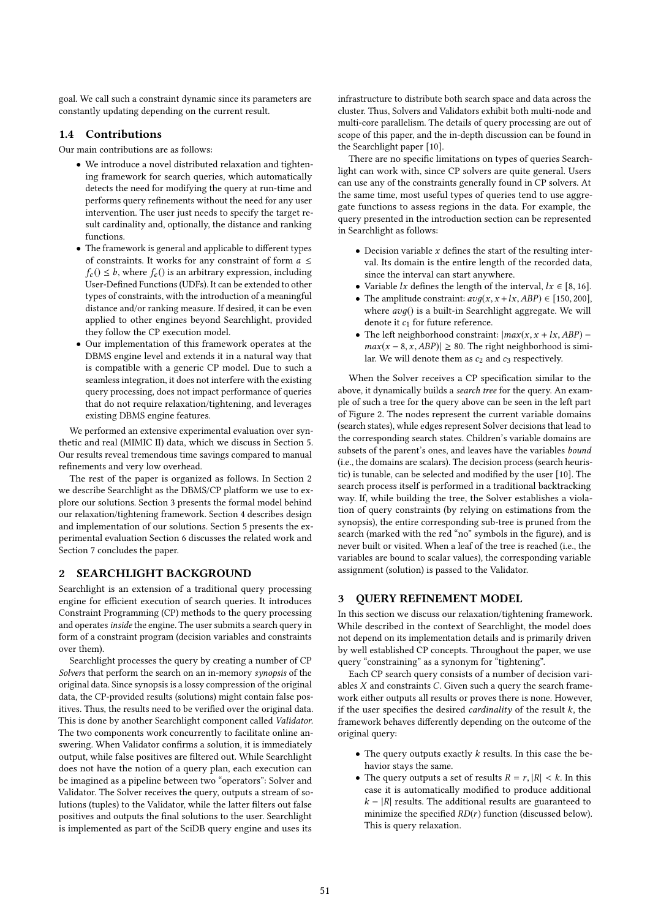goal. We call such a constraint dynamic since its parameters are constantly updating depending on the current result.

### 1.4 Contributions

Our main contributions are as follows:

- We introduce a novel distributed relaxation and tightening framework for search queries, which automatically detects the need for modifying the query at run-time and performs query refinements without the need for any user intervention. The user just needs to specify the target result cardinality and, optionally, the distance and ranking functions.
- The framework is general and applicable to different types of constraints. It works for any constraint of form $a \leq f_c() \leq b$, where $f_c()$ is an arbitrary expression, including User-Defined Functions (UDFs). It can be extended to other types of constraints, with the introduction of a meaningful distance and/or ranking measure. If desired, it can be even applied to other engines beyond Searchlight, provided they follow the CP execution model.
- Our implementation of this framework operates at the DBMS engine level and extends it in a natural way that is compatible with a generic CP model. Due to such a seamless integration, it does not interfere with the existing query processing, does not impact performance of queries that do not require relaxation/tightening, and leverages existing DBMS engine features.

We performed an extensive experimental evaluation over synthetic and real (MIMIC II) data, which we discuss in Section 5. Our results reveal tremendous time savings compared to manual refinements and very low overhead.

The rest of the paper is organized as follows. In Section 2 we describe Searchlight as the DBMS/CP platform we use to explore our solutions. Section 3 presents the formal model behind our relaxation/tightening framework. Section 4 describes design and implementation of our solutions. Section 5 presents the experimental evaluation Section 6 discusses the related work and Section 7 concludes the paper.

## 2 SEARCHLIGHT BACKGROUND

Searchlight is an extension of a traditional query processing engine for efficient execution of search queries. It introduces Constraint Programming (CP) methods to the query processing and operates *inside* the engine. The user submits a search query in form of a constraint program (decision variables and constraints over them).

Searchlight processes the query by creating a number of CP *Solvers* that perform the search on an in-memory *synopsis* of the original data. Since synopsis is a lossy compression of the original data, the CP-provided results (solutions) might contain false positives. Thus, the results need to be verified over the original data. This is done by another Searchlight component called *Validator*. The two components work concurrently to facilitate online answering. When Validator confirms a solution, it is immediately output, while false positives are filtered out. While Searchlight does not have the notion of a query plan, each execution can be imagined as a pipeline between two "operators": Solver and Validator. The Solver receives the query, outputs a stream of solutions (tuples) to the Validator, while the latter filters out false positives and outputs the final solutions to the user. Searchlight is implemented as part of the SciDB query engine and uses its infrastructure to distribute both search space and data across the cluster. Thus, Solvers and Validators exhibit both multi-node and multi-core parallelism. The details of query processing are out of scope of this paper, and the in-depth discussion can be found in the Searchlight paper [10].

There are no specific limitations on types of queries Searchlight can work with, since CP solvers are quite general. Users can use any of the constraints generally found in CP solvers. At the same time, most useful types of queries tend to use aggregate functions to assess regions in the data. For example, the query presented in the introduction section can be represented in Searchlight as follows:

- Decision variable $x$ defines the start of the resulting interval. Its domain is the entire length of the recorded data, since the interval can start anywhere.
- Variable $lx$ defines the length of the interval, $lx \in [8, 16]$.
- The amplitude constraint: $avg(x, x + lx, ABP) \in [150, 200]$, where $avg()$ is a built-in Searchlight aggregate. We will denote it $c_1$ for future reference.
- The left neighborhood constraint: $|max(x, x + lx, ABP) - max(x - 8, x, ABP)| \geq 80$. The right neighborhood is similar. We will denote them as $c_2$ and $c_3$ respectively.

When the Solver receives a CP specification similar to the above, it dynamically builds a *search tree* for the query. An example of such a tree for the query above can be seen in the left part of Figure 2. The nodes represent the current variable domains (search states), while edges represent Solver decisions that lead to the corresponding search states. Children's variable domains are subsets of the parent's ones, and leaves have the variables *bound* (i.e., the domains are scalars). The decision process (search heuristic) is tunable, can be selected and modified by the user [10]. The search process itself is performed in a traditional backtracking way. If, while building the tree, the Solver establishes a violation of query constraints (by relying on estimations from the synopsis), the entire corresponding sub-tree is pruned from the search (marked with the red "no" symbols in the figure), and is never built or visited. When a leaf of the tree is reached (i.e., the variables are bound to scalar values), the corresponding variable assignment (solution) is passed to the Validator.

## 3 QUERY REFINEMENT MODEL

In this section we discuss our relaxation/tightening framework. While described in the context of Searchlight, the model does not depend on its implementation details and is primarily driven by well established CP concepts. Throughout the paper, we use query "constraining" as a synonym for "tightening".

Each CP search query consists of a number of decision variables $X$ and constraints $C$. Given such a query the search framework either outputs all results or proves there is none. However, if the user specifies the desired *cardinality* of the result $k$, the framework behaves differently depending on the outcome of the original query:

- The query outputs exactly $k$ results. In this case the behavior stays the same.
- The query outputs a set of results $R = r, |R| < k$. In this case it is automatically modified to produce additional $k - |R|$ results. The additional results are guaranteed to minimize the specified $RD(r)$ function (discussed below). This is query relaxation.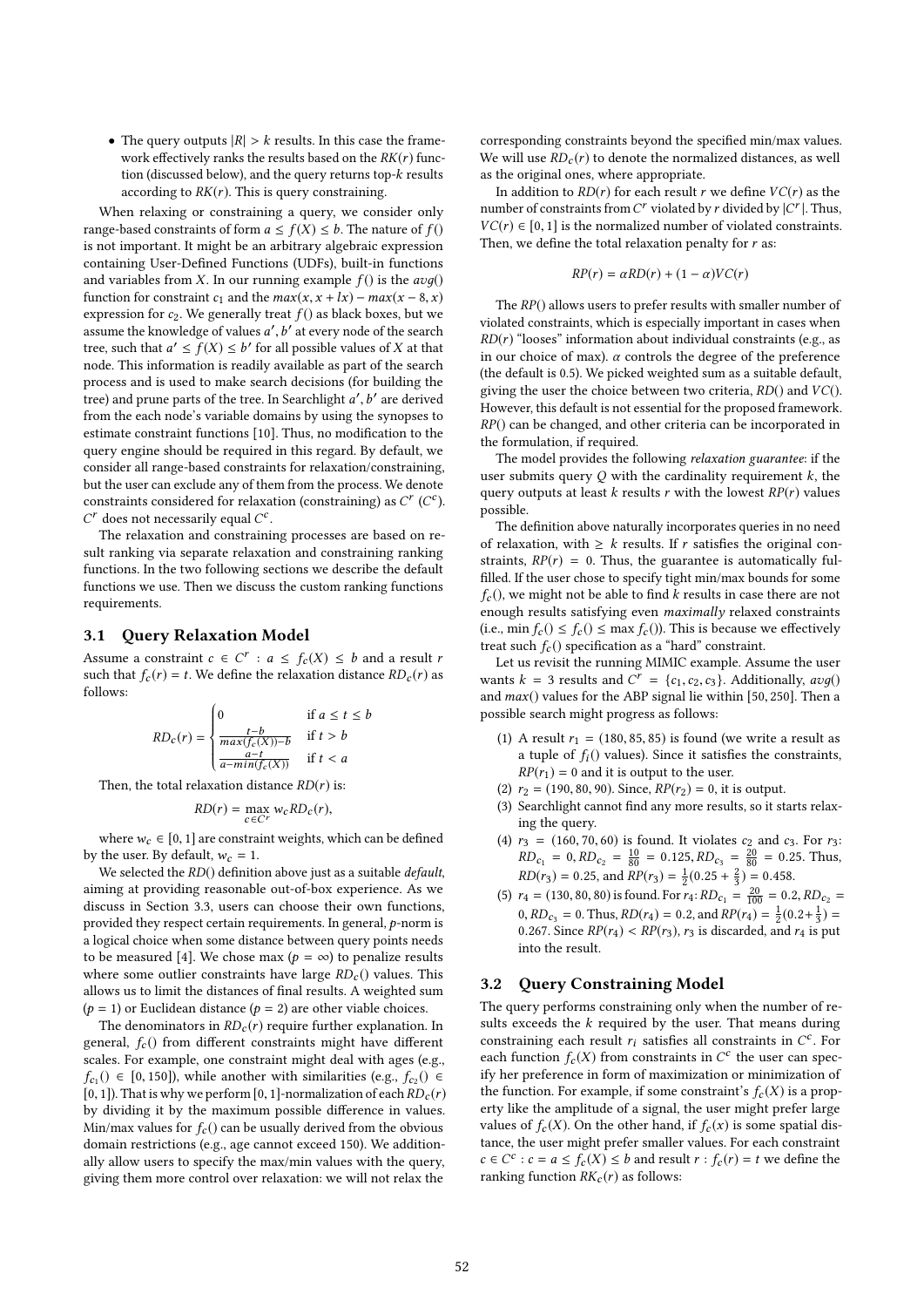- The query outputs $|R| > k$ results. In this case the framework effectively ranks the results based on the $RK(r)$ function (discussed below), and the query returns top-$k$ results according to $RK(r)$. This is query constraining.

When relaxing or constraining a query, we consider only range-based constraints of form $a \leq f(X) \leq b$. The nature of $f()$ is not important. It might be an arbitrary algebraic expression containing User-Defined Functions (UDFs), built-in functions and variables from $X$. In our running example $f()$ is the $avg()$ function for constraint $c_1$ and the $max(x, x + lx) - max(x - 8, x)$ expression for $c_2$. We generally treat $f()$ as black boxes, but we assume the knowledge of values $a', b'$ at every node of the search tree, such that $a' \leq f(X) \leq b'$ for all possible values of $X$ at that node. This information is readily available as part of the search process and is used to make search decisions (for building the tree) and prune parts of the tree. In Searchlight $a', b'$ are derived from the each node's variable domains by using the synopses to estimate constraint functions [10]. Thus, no modification to the query engine should be required in this regard. By default, we consider all range-based constraints for relaxation/constraining, but the user can exclude any of them from the process. We denote constraints considered for relaxation (constraining) as $C^r$ ($C^c$). $C^r$ does not necessarily equal $C^c$.

The relaxation and constraining processes are based on result ranking via separate relaxation and constraining ranking functions. In the two following sections we describe the default functions we use. Then we discuss the custom ranking functions requirements.

## 3.1 Query Relaxation Model

Assume a constraint $c \in C^r : a \leq f_c(X) \leq b$ and a result $r$ such that $f_c(r) = t$. We define the relaxation distance $RD_c(r)$ as follows:

$$RD_c(r) = \begin{cases} 0 & \text{if } a \leq t \leq b \\ \frac{t-b}{max(f_c(X))-b} & \text{if } t > b \\ \frac{a-t}{a-min(f_c(X))} & \text{if } t < a \end{cases}$$

Then, the total relaxation distance $RD(r)$ is:

$$RD(r) = \max_{c \in C^r} w_c RD_c(r),$$

where $w_c \in [0, 1]$ are constraint weights, which can be defined by the user. By default, $w_c = 1$.

We selected the $RD()$ definition above just as a suitable *default*, aiming at providing reasonable out-of-box experience. As we discuss in Section 3.3, users can choose their own functions, provided they respect certain requirements. In general, $p$-norm is a logical choice when some distance between query points needs to be measured [4]. We chose max ($p = \infty$) to penalize results where some outlier constraints have large $RD_c()$ values. This allows us to limit the distances of final results. A weighted sum ($p = 1$) or Euclidean distance ($p = 2$) are other viable choices.

The denominators in $RD_c(r)$ require further explanation. In general, $f_c()$ from different constraints might have different scales. For example, one constraint might deal with ages (e.g., $f_{c_1}() \in [0, 150]$), while another with similarities (e.g., $f_{c_2}() \in [0, 1]$). That is why we perform $[0, 1]$-normalization of each $RD_c(r)$ by dividing it by the maximum possible difference in values. Min/max values for $f_c()$ can be usually derived from the obvious domain restrictions (e.g., age cannot exceed 150). We additionally allow users to specify the max/min values with the query, giving them more control over relaxation: we will not relax the corresponding constraints beyond the specified min/max values. We will use $RD_c(r)$ to denote the normalized distances, as well as the original ones, where appropriate.

In addition to $RD(r)$ for each result $r$ we define $VC(r)$ as the number of constraints from $C^r$ violated by $r$ divided by $|C^r|$. Thus, $VC(r) \in [0, 1]$ is the normalized number of violated constraints. Then, we define the total relaxation penalty for $r$ as:

$$RP(r) = \alpha RD(r) + (1 - \alpha)VC(r)$$

The $RP()$ allows users to prefer results with smaller number of violated constraints, which is especially important in cases when $RD(r)$ "looses" information about individual constraints (e.g., as in our choice of max). $\alpha$ controls the degree of the preference (the default is 0.5). We picked weighted sum as a suitable default, giving the user the choice between two criteria, $RD()$ and $VC()$. However, this default is not essential for the proposed framework. $RP()$ can be changed, and other criteria can be incorporated in the formulation, if required.

The model provides the following *relaxation guarantee*: if the user submits query $Q$ with the cardinality requirement $k$, the query outputs at least $k$ results $r$ with the lowest $RP(r)$ values possible.

The definition above naturally incorporates queries in no need of relaxation, with $\geq k$ results. If $r$ satisfies the original constraints, $RP(r) = 0$. Thus, the guarantee is automatically fulfilled. If the user chose to specify tight min/max bounds for some $f_c()$, we might not be able to find $k$ results in case there are not enough results satisfying even *maximally* relaxed constraints (i.e., $\min f_c() \leq f_c() \leq \max f_c()$). This is because we effectively treat such $f_c()$ specification as a "hard" constraint.

Let us revisit the running MIMIC example. Assume the user wants $k = 3$ results and $C^r = \{c_1, c_2, c_3\}$. Additionally, $avg()$ and $max()$ values for the ABP signal lie within $[50, 250]$. Then a possible search might progress as follows:

1. A result $r_1 = (180, 85, 85)$ is found (we write a result as a tuple of $f_i()$ values). Since it satisfies the constraints, $RP(r_1) = 0$ and it is output to the user.
2. $r_2 = (190, 80, 90)$. Since, $RP(r_2) = 0$, it is output.
3. Searchlight cannot find any more results, so it starts relaxing the query.
4. $r_3 = (160, 70, 60)$ is found. It violates $c_2$ and $c_3$. For $r_3$: $RD_{c_1} = 0, RD_{c_2} = \frac{10}{80} = 0.125, RD_{c_3} = \frac{20}{80} = 0.25$. Thus, $RD(r_3) = 0.25$, and $RP(r_3) = \frac{1}{2}(0.25 + \frac{2}{3}) = 0.458$.
5. $r_4 = (130, 80, 80)$ is found. For $r_4$: $RD_{c_1} = \frac{20}{100} = 0.2, RD_{c_2} = 0, RD_{c_3} = 0$. Thus, $RD(r_4) = 0.2$, and $RP(r_4) = \frac{1}{2}(0.2 + \frac{1}{3}) = 0.267$. Since $RP(r_4) < RP(r_3)$, $r_3$ is discarded, and $r_4$ is put into the result.

## 3.2 Query Constraining Model

The query performs constraining only when the number of results exceeds the $k$ required by the user. That means during constraining each result $r_i$ satisfies all constraints in $C^c$. For each function $f_c(X)$ from constraints in $C^c$ the user can specify her preference in form of maximization or minimization of the function. For example, if some constraint's $f_c(X)$ is a property like the amplitude of a signal, the user might prefer large values of $f_c(X)$. On the other hand, if $f_c(x)$ is some spatial distance, the user might prefer smaller values. For each constraint $c \in C^c : c = a \leq f_c(X) \leq b$ and result $r : f_c(r) = t$ we define the ranking function $RK_c(r)$ as follows: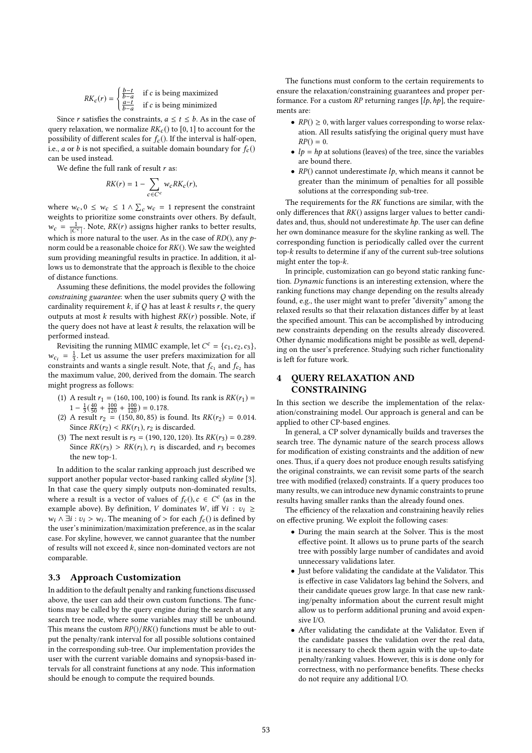$$RK_c(r) = \begin{cases} \frac{b-t}{b-a} & \text{if } c \text{ is being maximized} \\ \frac{a-t}{b-a} & \text{if } c \text{ is being minimized} \end{cases}$$

Since $r$ satisfies the constraints, $a \leq t \leq b$. As in the case of query relaxation, we normalize $RK_c()$ to $[0, 1]$ to account for the possibility of different scales for $f_c()$. If the interval is half-open, i.e., $a$ or $b$ is not specified, a suitable domain boundary for $f_c()$ can be used instead.

We define the full rank of result $r$ as:

$$RK(r) = 1 - \sum_{c \in C^c} w_c RK_c(r),$$

where $w_c, 0 \leq w_c \leq 1 \land \sum_c w_c = 1$ represent the constraint weights to prioritize some constraints over others. By default, $w_c = \frac{1}{|C^c|}$. Note, $RK(r)$ assigns higher ranks to better results, which is more natural to the user. As in the case of $RD()$, any $p$-norm could be a reasonable choice for $RK()$. We saw the weighted sum providing meaningful results in practice. In addition, it allows us to demonstrate that the approach is flexible to the choice of distance functions.

Assuming these definitions, the model provides the following *constraining guarantee*: when the user submits query $Q$ with the cardinality requirement $k$, if $Q$ has at least $k$ results $r$, the query outputs at most $k$ results with highest $RK(r)$ possible. Note, if the query does not have at least $k$ results, the relaxation will be performed instead.

Revisiting the running MIMIC example, let $C^c = \{c_1, c_2, c_3\}$, $w_{c_i} = \frac{1}{3}$. Let us assume the user prefers maximization for all constraints and wants a single result. Note, that $f_{c_1}$ and $f_{c_2}$ has the maximum value, 200, derived from the domain. The search might progress as follows:

(1) A result $r_1 = (160, 100, 100)$ is found. Its rank is $RK(r_1) = 1 - \frac{1}{3}(\frac{40}{50} + \frac{100}{120} + \frac{100}{120}) = 0.178$.
(2) A result $r_2 = (150, 80, 85)$ is found. Its $RK(r_2) = 0.014$. Since $RK(r_2) < RK(r_1)$, $r_2$ is discarded.
(3) The next result is $r_3 = (190, 120, 120)$. Its $RK(r_3) = 0.289$. Since $RK(r_3) > RK(r_1)$, $r_1$ is discarded, and $r_3$ becomes the new top-1.

In addition to the scalar ranking approach just described we support another popular vector-based ranking called *skyline* [3]. In that case the query simply outputs non-dominated results, where a result is a vector of values of $f_c(), c \in C^c$ (as in the example above). By definition, $V$ dominates $W$, iff $\forall i : v_i \geq w_i \land \exists i : v_i > w_i$. The meaning of $>$ for each $f_c()$ is defined by the user's minimization/maximization preference, as in the scalar case. For skyline, however, we cannot guarantee that the number of results will not exceed $k$, since non-dominated vectors are not comparable.

### 3.3 Approach Customization

In addition to the default penalty and ranking functions discussed above, the user can add their own custom functions. The functions may be called by the query engine during the search at any search tree node, where some variables may still be unbound. This means the custom $RP()/RK()$ functions must be able to output the penalty/rank interval for all possible solutions contained in the corresponding sub-tree. Our implementation provides the user with the current variable domains and synopsis-based intervals for all constraint functions at any node. This information should be enough to compute the required bounds.

The functions must conform to the certain requirements to ensure the relaxation/constraining guarantees and proper performance. For a custom $RP$ returning ranges $[lp, hp]$, the requirements are:

- $RP() \geq 0$, with larger values corresponding to worse relaxation. All results satisfying the original query must have $RP() = 0$.
- $lp = hp$ at solutions (leaves) of the tree, since the variables are bound there.
- $RP()$ cannot underestimate $lp$, which means it cannot be greater than the minimum of penalties for all possible solutions at the corresponding sub-tree.

The requirements for the $RK$ functions are similar, with the only differences that $RK()$ assigns larger values to better candidates and, thus, should not underestimate $hp$. The user can define her own dominance measure for the skyline ranking as well. The corresponding function is periodically called over the current top-$k$ results to determine if any of the current sub-tree solutions might enter the top-$k$.

In principle, customization can go beyond static ranking function. *Dynamic* functions is an interesting extension, where the ranking functions may change depending on the results already found, e.g., the user might want to prefer "diversity" among the relaxed results so that their relaxation distances differ by at least the specified amount. This can be accomplished by introducing new constraints depending on the results already discovered. Other dynamic modifications might be possible as well, depending on the user's preference. Studying such richer functionality is left for future work.

## 4 QUERY RELAXATION AND CONSTRAINING

In this section we describe the implementation of the relaxation/constraining model. Our approach is general and can be applied to other CP-based engines.

In general, a CP solver dynamically builds and traverses the search tree. The dynamic nature of the search process allows for modification of existing constraints and the addition of new ones. Thus, if a query does not produce enough results satisfying the original constraints, we can revisit some parts of the search tree with modified (relaxed) constraints. If a query produces too many results, we can introduce new dynamic constraints to prune results having smaller ranks than the already found ones.

The efficiency of the relaxation and constraining heavily relies on effective pruning. We exploit the following cases:

- During the main search at the Solver. This is the most effective point. It allows us to prune parts of the search tree with possibly large number of candidates and avoid unnecessary validations later.
- Just before validating the candidate at the Validator. This is effective in case Validators lag behind the Solvers, and their candidate queues grow large. In that case new ranking/penalty information about the current result might allow us to perform additional pruning and avoid expensive I/O.
- After validating the candidate at the Validator. Even if the candidate passes the validation over the real data, it is necessary to check them again with the up-to-date penalty/ranking values. However, this is is done only for correctness, with no performance benefits. These checks do not require any additional I/O.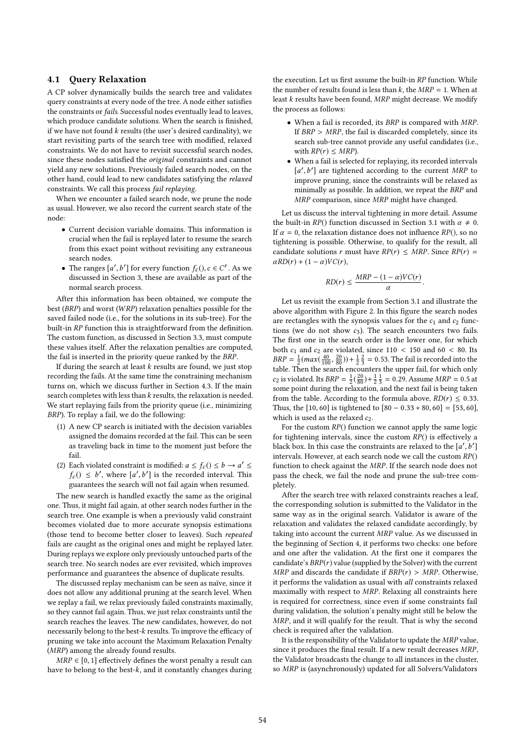### 4.1 Query Relaxation

A CP solver dynamically builds the search tree and validates query constraints at every node of the tree. A node either satisfies the constraints or *fails*. Successful nodes eventually lead to leaves, which produce candidate solutions. When the search is finished, if we have not found $k$ results (the user's desired cardinality), we start revisiting parts of the search tree with modified, relaxed constraints. We do not have to revisit successful search nodes, since these nodes satisfied the *original* constraints and cannot yield any new solutions. Previously failed search nodes, on the other hand, could lead to new candidates satisfying the *relaxed* constraints. We call this process *fail replaying*.

When we encounter a failed search node, we prune the node as usual. However, we also record the current search state of the node:

- Current decision variable domains. This information is crucial when the fail is replayed later to resume the search from this exact point without revisiting any extraneous search nodes.
- The ranges $[a', b']$ for every function $f_c(), c \in C^r$. As we discussed in Section 3, these are available as part of the normal search process.

After this information has been obtained, we compute the best (*BRP*) and worst (*WRP*) relaxation penalties possible for the saved failed node (i.e., for the solutions in its sub-tree). For the built-in *RP* function this is straightforward from the definition. The custom function, as discussed in Section 3.3, must compute these values itself. After the relaxation penalties are computed, the fail is inserted in the priority queue ranked by the *BRP*.

If during the search at least $k$ results are found, we just stop recording the fails. At the same time the constraining mechanism turns on, which we discuss further in Section 4.3. If the main search completes with less than $k$ results, the relaxation is needed. We start replaying fails from the priority queue (i.e., minimizing *BRP*). To replay a fail, we do the following:

(1) A new CP search is initiated with the decision variables assigned the domains recorded at the fail. This can be seen as traveling back in time to the moment just before the fail.
(2) Each violated constraint is modified: $a \leq f_c() \leq b \rightarrow a' \leq f_c() \leq b'$, where $[a', b']$ is the recorded interval. This guarantees the search will not fail again when resumed.

The new search is handled exactly the same as the original one. Thus, it might fail again, at other search nodes further in the search tree. One example is when a previously valid constraint becomes violated due to more accurate synopsis estimations (those tend to become better closer to leaves). Such *repeated* fails are caught as the original ones and might be replayed later. During replays we explore only previously untouched parts of the search tree. No search nodes are ever revisited, which improves performance and guarantees the absence of duplicate results.

The discussed replay mechanism can be seen as naïve, since it does not allow any additional pruning at the search level. When we replay a fail, we relax previously failed constraints maximally, so they cannot fail again. Thus, we just relax constraints until the search reaches the leaves. The new candidates, however, do not necessarily belong to the best-$k$ results. To improve the efficacy of pruning we take into account the Maximum Relaxation Penalty (*MRP*) among the already found results.

$MRP \in [0, 1]$ effectively defines the worst penalty a result can have to belong to the best-$k$, and it constantly changes during the execution. Let us first assume the built-in *RP* function. While the number of results found is less than $k$, the $MRP = 1$. When at least $k$ results have been found, *MRP* might decrease. We modify the process as follows:

- When a fail is recorded, its *BRP* is compared with *MRP*. If $BRP > MRP$, the fail is discarded completely, since its search sub-tree cannot provide any useful candidates (i.e., with $RP(r) \leq MRP$).
- When a fail is selected for replaying, its recorded intervals $[a', b']$ are tightened according to the current *MRP* to improve pruning, since the constraints will be relaxed as minimally as possible. In addition, we repeat the *BRP* and *MRP* comparison, since *MRP* might have changed.

Let us discuss the interval tightening in more detail. Assume the built-in *RP*() function discussed in Section 3.1 with $\alpha \neq 0$. If $\alpha = 0$, the relaxation distance does not influence *RP*(), so no tightening is possible. Otherwise, to qualify for the result, all candidate solutions $r$ must have $RP(r) \leq MRP$. Since $RP(r) = \alpha RD(r) + (1 - \alpha)VC(r)$,

$$RD(r) \leq \frac{MRP - (1 - \alpha)VC(r)}{\alpha}.$$

Let us revisit the example from Section 3.1 and illustrate the above algorithm with Figure 2. In this figure the search nodes are rectangles with the synopsis values for the $c_1$ and $c_2$ functions (we do not show $c_3$). The search encounters two fails. The first one in the search order is the lower one, for which both $c_1$ and $c_2$ are violated, since $110 < 150$ and $60 < 80$. Its $BRP = \frac{1}{2}(max(\frac{40}{100}, \frac{20}{80})) + \frac{1}{2}\frac{2}{3} = 0.53$. The fail is recorded into the table. Then the search encounters the upper fail, for which only $c_2$ is violated. Its $BRP = \frac{1}{2}(\frac{20}{80}) + \frac{1}{2}\frac{1}{3} = 0.29$. Assume $MRP = 0.5$ at some point during the relaxation, and the next fail is being taken from the table. According to the formula above, $RD(r) \leq 0.33$. Thus, the $[10, 60]$ is tightened to $[80 - 0.33 * 80, 60] = [53, 60]$, which is used as the relaxed $c_2$.

For the custom *RP*() function we cannot apply the same logic for tightening intervals, since the custom *RP*() is effectively a black box. In this case the constraints are relaxed to the $[a', b']$ intervals. However, at each search node we call the custom *RP*() function to check against the *MRP*. If the search node does not pass the check, we fail the node and prune the sub-tree completely.

After the search tree with relaxed constraints reaches a leaf, the corresponding solution is submitted to the Validator in the same way as in the original search. Validator is aware of the relaxation and validates the relaxed candidate accordingly, by taking into account the current *MRP* value. As we discussed in the beginning of Section 4, it performs two checks: one before and one after the validation. At the first one it compares the candidate's $BRP(r)$ value (supplied by the Solver) with the current *MRP* and discards the candidate if $BRP(r) > MRP$. Otherwise, it performs the validation as usual with *all* constraints relaxed maximally with respect to *MRP*. Relaxing all constraints here is required for correctness, since even if some constraints fail during validation, the solution's penalty might still be below the *MRP*, and it will qualify for the result. That is why the second check is required after the validation.

It is the responsibility of the Validator to update the *MRP* value, since it produces the final result. If a new result decreases *MRP*, the Validator broadcasts the change to all instances in the cluster, so *MRP* is (asynchronously) updated for all Solvers/Validators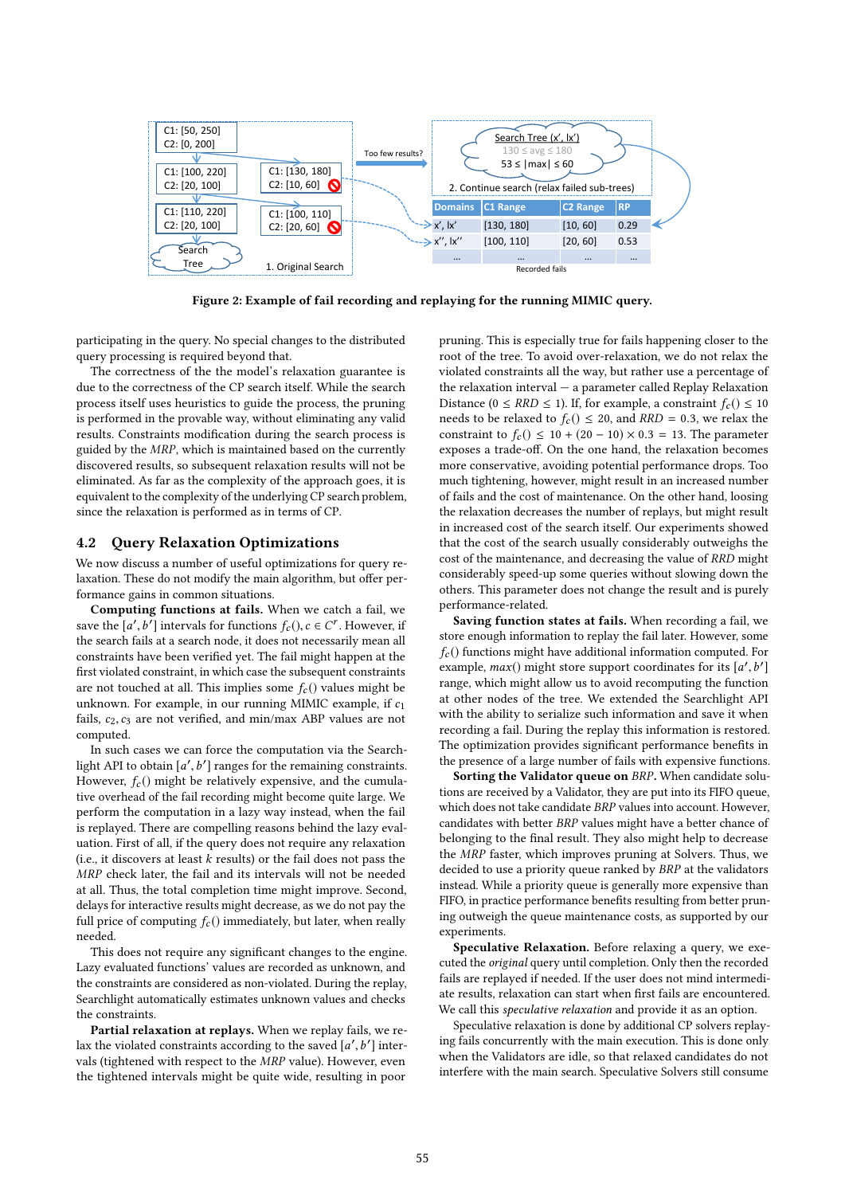Figure 2: Example of fail recording and replaying for the running MIMIC query.

participating in the query. No special changes to the distributed query processing is required beyond that.

The correctness of the the model's relaxation guarantee is due to the correctness of the CP search itself. While the search process itself uses heuristics to guide the process, the pruning is performed in the provable way, without eliminating any valid results. Constraints modification during the search process is guided by the *MRP*, which is maintained based on the currently discovered results, so subsequent relaxation results will not be eliminated. As far as the complexity of the approach goes, it is equivalent to the complexity of the underlying CP search problem, since the relaxation is performed as in terms of CP.

## 4.2 Query Relaxation Optimizations

We now discuss a number of useful optimizations for query relaxation. These do not modify the main algorithm, but offer performance gains in common situations.

**Computing functions at fails.** When we catch a fail, we save the $[a', b']$ intervals for functions $f_c(), c \in C^r$. However, if the search fails at a search node, it does not necessarily mean all constraints have been verified yet. The fail might happen at the first violated constraint, in which case the subsequent constraints are not touched at all. This implies some $f_c()$ values might be unknown. For example, in our running MIMIC example, if $c_1$ fails, $c_2, c_3$ are not verified, and min/max ABP values are not computed.

In such cases we can force the computation via the Searchlight API to obtain $[a', b']$ ranges for the remaining constraints. However, $f_c()$ might be relatively expensive, and the cumulative overhead of the fail recording might become quite large. We perform the computation in a lazy way instead, when the fail is replayed. There are compelling reasons behind the lazy evaluation. First of all, if the query does not require any relaxation (i.e., it discovers at least $k$ results) or the fail does not pass the *MRP* check later, the fail and its intervals will not be needed at all. Thus, the total completion time might improve. Second, delays for interactive results might decrease, as we do not pay the full price of computing $f_c()$ immediately, but later, when really needed.

This does not require any significant changes to the engine. Lazy evaluated functions' values are recorded as unknown, and the constraints are considered as non-violated. During the replay, Searchlight automatically estimates unknown values and checks the constraints.

**Partial relaxation at replays.** When we replay fails, we relax the violated constraints according to the saved $[a', b']$ intervals (tightened with respect to the *MRP* value). However, even the tightened intervals might be quite wide, resulting in poor pruning. This is especially true for fails happening closer to the root of the tree. To avoid over-relaxation, we do not relax the violated constraints all the way, but rather use a percentage of the relaxation interval — a parameter called Replay Relaxation Distance ($0 \leq RRD \leq 1$). If, for example, a constraint $f_c() \leq 10$ needs to be relaxed to $f_c() \leq 20$, and $RRD = 0.3$, we relax the constraint to $f_c() \leq 10 + (20 - 10) \times 0.3 = 13$. The parameter exposes a trade-off. On the one hand, the relaxation becomes more conservative, avoiding potential performance drops. Too much tightening, however, might result in an increased number of fails and the cost of maintenance. On the other hand, loosing the relaxation decreases the number of replays, but might result in increased cost of the search itself. Our experiments showed that the cost of the search usually considerably outweighs the cost of the maintenance, and decreasing the value of *RRD* might considerably speed-up some queries without slowing down the others. This parameter does not change the result and is purely performance-related.

**Saving function states at fails.** When recording a fail, we store enough information to replay the fail later. However, some $f_c()$ functions might have additional information computed. For example, *max*() might store support coordinates for its $[a', b']$ range, which might allow us to avoid recomputing the function at other nodes of the tree. We extended the Searchlight API with the ability to serialize such information and save it when recording a fail. During the replay this information is restored. The optimization provides significant performance benefits in the presence of a large number of fails with expensive functions.

**Sorting the Validator queue on** ***BRP*****.** When candidate solutions are received by a Validator, they are put into its FIFO queue, which does not take candidate *BRP* values into account. However, candidates with better *BRP* values might have a better chance of belonging to the final result. They also might help to decrease the *MRP* faster, which improves pruning at Solvers. Thus, we decided to use a priority queue ranked by *BRP* at the validators instead. While a priority queue is generally more expensive than FIFO, in practice performance benefits resulting from better pruning outweigh the queue maintenance costs, as supported by our experiments.

**Speculative Relaxation.** Before relaxing a query, we executed the *original* query until completion. Only then the recorded fails are replayed if needed. If the user does not mind intermediate results, relaxation can start when first fails are encountered. We call this *speculative relaxation* and provide it as an option.

Speculative relaxation is done by additional CP solvers replaying fails concurrently with the main execution. This is done only when the Validators are idle, so that relaxed candidates do not interfere with the main search. Speculative Solvers still consume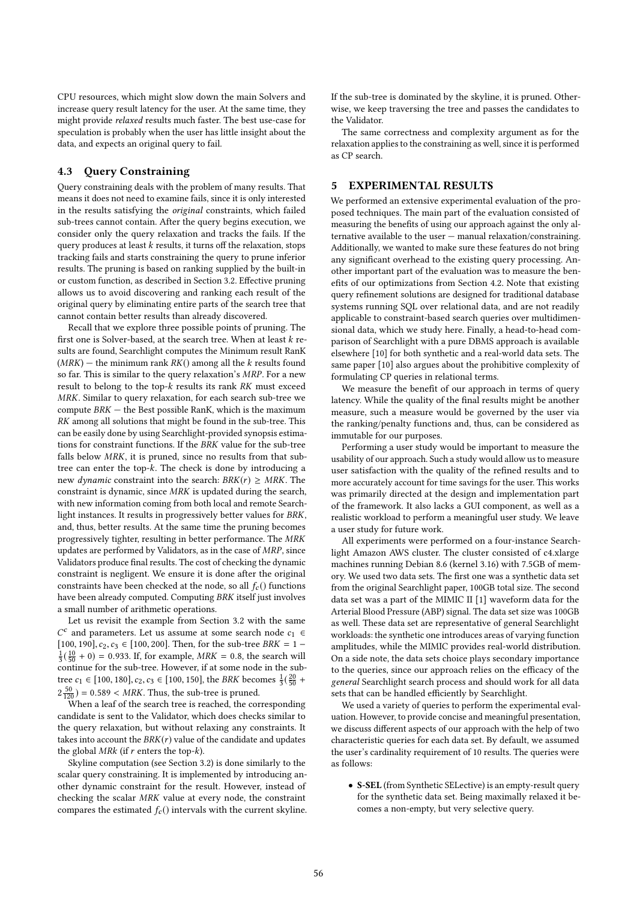CPU resources, which might slow down the main Solvers and increase query result latency for the user. At the same time, they might provide *relaxed* results much faster. The best use-case for speculation is probably when the user has little insight about the data, and expects an original query to fail.

### 4.3 Query Constraining

Query constraining deals with the problem of many results. That means it does not need to examine fails, since it is only interested in the results satisfying the *original* constraints, which failed sub-trees cannot contain. After the query begins execution, we consider only the query relaxation and tracks the fails. If the query produces at least $k$ results, it turns off the relaxation, stops tracking fails and starts constraining the query to prune inferior results. The pruning is based on ranking supplied by the built-in or custom function, as described in Section 3.2. Effective pruning allows us to avoid discovering and ranking each result of the original query by eliminating entire parts of the search tree that cannot contain better results than already discovered.

Recall that we explore three possible points of pruning. The first one is Solver-based, at the search tree. When at least $k$ results are found, Searchlight computes the Minimum result RanK ($MRK$) — the minimum rank $RK()$ among all the $k$ results found so far. This is similar to the query relaxation's $MRP$. For a new result to belong to the top-$k$ results its rank $RK$ must exceed $MRK$. Similar to query relaxation, for each search sub-tree we compute $BRK$ — the Best possible RanK, which is the maximum $RK$ among all solutions that might be found in the sub-tree. This can be easily done by using Searchlight-provided synopsis estimations for constraint functions. If the $BRK$ value for the sub-tree falls below $MRK$, it is pruned, since no results from that sub-tree can enter the top-$k$. The check is done by introducing a new *dynamic* constraint into the search: $BRK(r) \geq MRK$. The constraint is dynamic, since $MRK$ is updated during the search, with new information coming from both local and remote Searchlight instances. It results in progressively better values for $BRK$, and, thus, better results. At the same time the pruning becomes progressively tighter, resulting in better performance. The $MRK$ updates are performed by Validators, as in the case of $MRP$, since Validators produce final results. The cost of checking the dynamic constraint is negligent. We ensure it is done after the original constraints have been checked at the node, so all $f_c()$ functions have been already computed. Computing $BRK$ itself just involves a small number of arithmetic operations.

Let us revisit the example from Section 3.2 with the same $C^c$ and parameters. Let us assume at some search node $c_1 \in [100, 190], c_2, c_3 \in [100, 200]$. Then, for the sub-tree $BRK = 1 - \frac{1}{3}(\frac{10}{50} + 0) = 0.933$. If, for example, $MRK = 0.8$, the search will continue for the sub-tree. However, if at some node in the sub-tree $c_1 \in [100, 180], c_2, c_3 \in [100, 150]$, the $BRK$ becomes $\frac{1}{3}(\frac{20}{50} + 2\frac{50}{120}) = 0.589 < MRK$. Thus, the sub-tree is pruned.

When a leaf of the search tree is reached, the corresponding candidate is sent to the Validator, which does checks similar to the query relaxation, but without relaxing any constraints. It takes into account the $BRK(r)$ value of the candidate and updates the global $MRk$ (if $r$ enters the top-$k$).

Skyline computation (see Section 3.2) is done similarly to the scalar query constraining. It is implemented by introducing another dynamic constraint for the result. However, instead of checking the scalar $MRK$ value at every node, the constraint compares the estimated $f_c()$ intervals with the current skyline. If the sub-tree is dominated by the skyline, it is pruned. Otherwise, we keep traversing the tree and passes the candidates to the Validator.

The same correctness and complexity argument as for the relaxation applies to the constraining as well, since it is performed as CP search.

## 5 EXPERIMENTAL RESULTS

We performed an extensive experimental evaluation of the proposed techniques. The main part of the evaluation consisted of measuring the benefits of using our approach against the only alternative available to the user — manual relaxation/constraining. Additionally, we wanted to make sure these features do not bring any significant overhead to the existing query processing. Another important part of the evaluation was to measure the benefits of our optimizations from Section 4.2. Note that existing query refinement solutions are designed for traditional database systems running SQL over relational data, and are not readily applicable to constraint-based search queries over multidimensional data, which we study here. Finally, a head-to-head comparison of Searchlight with a pure DBMS approach is available elsewhere [10] for both synthetic and a real-world data sets. The same paper [10] also argues about the prohibitive complexity of formulating CP queries in relational terms.

We measure the benefit of our approach in terms of query latency. While the quality of the final results might be another measure, such a measure would be governed by the user via the ranking/penalty functions and, thus, can be considered as immutable for our purposes.

Performing a user study would be important to measure the usability of our approach. Such a study would allow us to measure user satisfaction with the quality of the refined results and to more accurately account for time savings for the user. This works was primarily directed at the design and implementation part of the framework. It also lacks a GUI component, as well as a realistic workload to perform a meaningful user study. We leave a user study for future work.

All experiments were performed on a four-instance Searchlight Amazon AWS cluster. The cluster consisted of c4.xlarge machines running Debian 8.6 (kernel 3.16) with 7.5GB of memory. We used two data sets. The first one was a synthetic data set from the original Searchlight paper, 100GB total size. The second data set was a part of the MIMIC II [1] waveform data for the Arterial Blood Pressure (ABP) signal. The data set size was 100GB as well. These data set are representative of general Searchlight workloads: the synthetic one introduces areas of varying function amplitudes, while the MIMIC provides real-world distribution. On a side note, the data sets choice plays secondary importance to the queries, since our approach relies on the efficacy of the *general* Searchlight search process and should work for all data sets that can be handled efficiently by Searchlight.

We used a variety of queries to perform the experimental evaluation. However, to provide concise and meaningful presentation, we discuss different aspects of our approach with the help of two characteristic queries for each data set. By default, we assumed the user's cardinality requirement of 10 results. The queries were as follows:

- **S-SEL** (from Synthetic SELective) is an empty-result query for the synthetic data set. Being maximally relaxed it becomes a non-empty, but very selective query.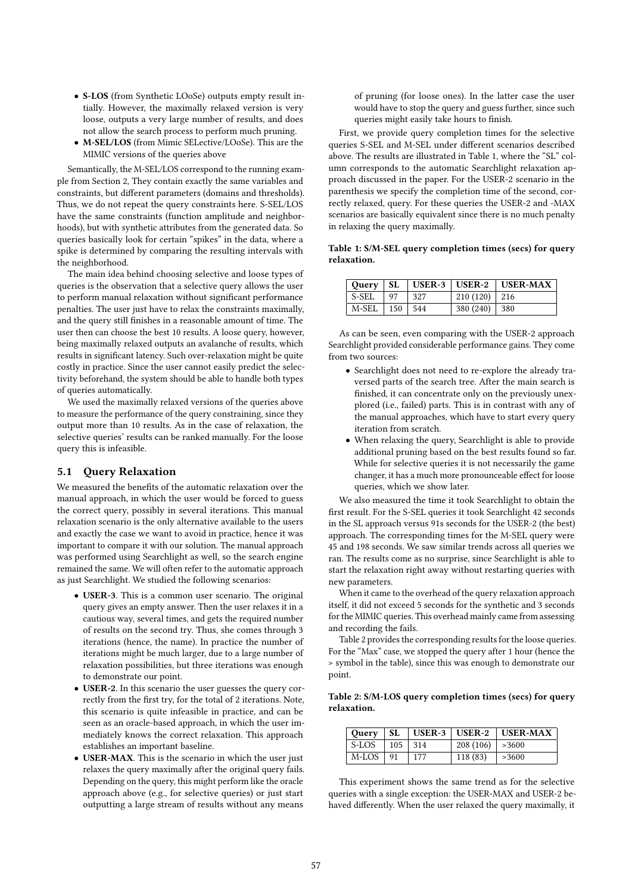- **S-LOS** (from Synthetic LOoSe) outputs empty result initially. However, the maximally relaxed version is very loose, outputs a very large number of results, and does not allow the search process to perform much pruning.
- **M-SEL/LOS** (from Mimic SELective/LOoSe). This are the MIMIC versions of the queries above

Semantically, the M-SEL/LOS correspond to the running example from Section 2, They contain exactly the same variables and constraints, but different parameters (domains and thresholds). Thus, we do not repeat the query constraints here. S-SEL/LOS have the same constraints (function amplitude and neighborhoods), but with synthetic attributes from the generated data. So queries basically look for certain "spikes" in the data, where a spike is determined by comparing the resulting intervals with the neighborhood.

The main idea behind choosing selective and loose types of queries is the observation that a selective query allows the user to perform manual relaxation without significant performance penalties. The user just have to relax the constraints maximally, and the query still finishes in a reasonable amount of time. The user then can choose the best 10 results. A loose query, however, being maximally relaxed outputs an avalanche of results, which results in significant latency. Such over-relaxation might be quite costly in practice. Since the user cannot easily predict the selectivity beforehand, the system should be able to handle both types of queries automatically.

We used the maximally relaxed versions of the queries above to measure the performance of the query constraining, since they output more than 10 results. As in the case of relaxation, the selective queries' results can be ranked manually. For the loose query this is infeasible.

### 5.1 Query Relaxation

We measured the benefits of the automatic relaxation over the manual approach, in which the user would be forced to guess the correct query, possibly in several iterations. This manual relaxation scenario is the only alternative available to the users and exactly the case we want to avoid in practice, hence it was important to compare it with our solution. The manual approach was performed using Searchlight as well, so the search engine remained the same. We will often refer to the automatic approach as just Searchlight. We studied the following scenarios:

- **USER-3**. This is a common user scenario. The original query gives an empty answer. Then the user relaxes it in a cautious way, several times, and gets the required number of results on the second try. Thus, she comes through 3 iterations (hence, the name). In practice the number of iterations might be much larger, due to a large number of relaxation possibilities, but three iterations was enough to demonstrate our point.
- **USER-2**. In this scenario the user guesses the query correctly from the first try, for the total of 2 iterations. Note, this scenario is quite infeasible in practice, and can be seen as an oracle-based approach, in which the user immediately knows the correct relaxation. This approach establishes an important baseline.
- **USER-MAX**. This is the scenario in which the user just relaxes the query maximally after the original query fails. Depending on the query, this might perform like the oracle approach above (e.g., for selective queries) or just start outputting a large stream of results without any means of pruning (for loose ones). In the latter case the user would have to stop the query and guess further, since such queries might easily take hours to finish.

First, we provide query completion times for the selective queries S-SEL and M-SEL under different scenarios described above. The results are illustrated in Table 1, where the "SL" column corresponds to the automatic Searchlight relaxation approach discussed in the paper. For the USER-2 scenario in the parenthesis we specify the completion time of the second, correctly relaxed, query. For these queries the USER-2 and -MAX scenarios are basically equivalent since there is no much penalty in relaxing the query maximally.

**Table 1: S/M-SEL query completion times (secs) for query relaxation.**

| Query | SL | USER-3 | USER-2 | USER-MAX |
|---|---|---|---|---|
| S-SEL | 97 | 327 | 210 (120) | 216 |
| M-SEL | 150 | 544 | 380 (240) | 380 |

As can be seen, even comparing with the USER-2 approach Searchlight provided considerable performance gains. They come from two sources:

- Searchlight does not need to re-explore the already traversed parts of the search tree. After the main search is finished, it can concentrate only on the previously unexplored (i.e., failed) parts. This is in contrast with any of the manual approaches, which have to start every query iteration from scratch.
- When relaxing the query, Searchlight is able to provide additional pruning based on the best results found so far. While for selective queries it is not necessarily the game changer, it has a much more pronounceable effect for loose queries, which we show later.

We also measured the time it took Searchlight to obtain the first result. For the S-SEL queries it took Searchlight 42 seconds in the SL approach versus 91s seconds for the USER-2 (the best) approach. The corresponding times for the M-SEL query were 45 and 198 seconds. We saw similar trends across all queries we ran. The results come as no surprise, since Searchlight is able to start the relaxation right away without restarting queries with new parameters.

When it came to the overhead of the query relaxation approach itself, it did not exceed 5 seconds for the synthetic and 3 seconds for the MIMIC queries. This overhead mainly came from assessing and recording the fails.

Table 2 provides the corresponding results for the loose queries. For the "Max" case, we stopped the query after 1 hour (hence the > symbol in the table), since this was enough to demonstrate our point.

**Table 2: S/M-LOS query completion times (secs) for query relaxation.**

| Query | SL | USER-3 | USER-2 | USER-MAX |
|---|---|---|---|---|
| S-LOS | 105 | 314 | 208 (106) | >3600 |
| M-LOS | 91 | 177 | 118 (83) | >3600 |

This experiment shows the same trend as for the selective queries with a single exception: the USER-MAX and USER-2 behaved differently. When the user relaxed the query maximally, it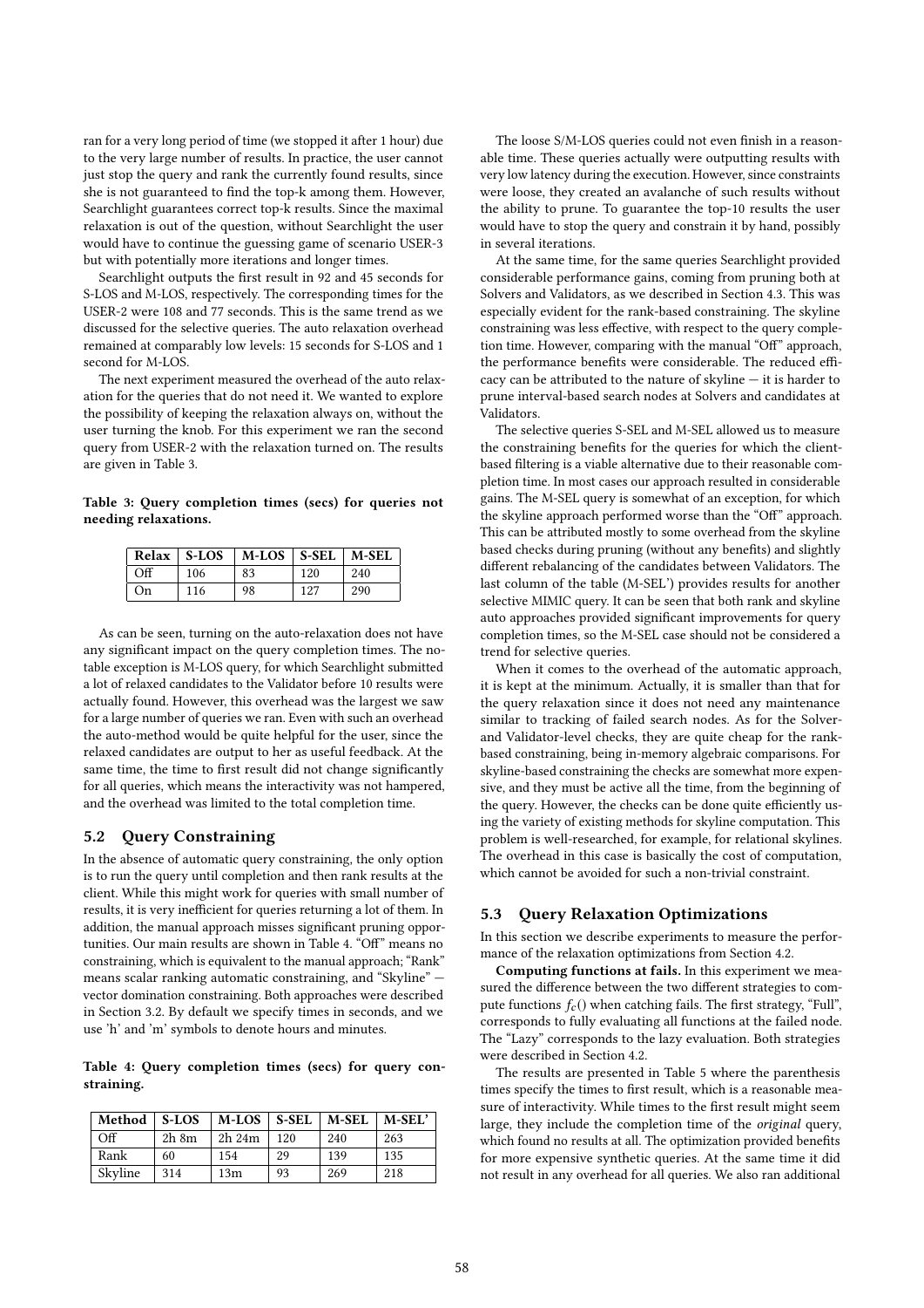ran for a very long period of time (we stopped it after 1 hour) due to the very large number of results. In practice, the user cannot just stop the query and rank the currently found results, since she is not guaranteed to find the top-k among them. However, Searchlight guarantees correct top-k results. Since the maximal relaxation is out of the question, without Searchlight the user would have to continue the guessing game of scenario USER-3 but with potentially more iterations and longer times.

Searchlight outputs the first result in 92 and 45 seconds for S-LOS and M-LOS, respectively. The corresponding times for the USER-2 were 108 and 77 seconds. This is the same trend as we discussed for the selective queries. The auto relaxation overhead remained at comparably low levels: 15 seconds for S-LOS and 1 second for M-LOS.

The next experiment measured the overhead of the auto relaxation for the queries that do not need it. We wanted to explore the possibility of keeping the relaxation always on, without the user turning the knob. For this experiment we ran the second query from USER-2 with the relaxation turned on. The results are given in Table 3.

**Table 3: Query completion times (secs) for queries not needing relaxations.**

| Relax | S-LOS | M-LOS | S-SEL | M-SEL |
|---|---|---|---|---|
| Off | 106 | 83 | 120 | 240 |
| On | 116 | 98 | 127 | 290 |

As can be seen, turning on the auto-relaxation does not have any significant impact on the query completion times. The notable exception is M-LOS query, for which Searchlight submitted a lot of relaxed candidates to the Validator before 10 results were actually found. However, this overhead was the largest we saw for a large number of queries we ran. Even with such an overhead the auto-method would be quite helpful for the user, since the relaxed candidates are output to her as useful feedback. At the same time, the time to first result did not change significantly for all queries, which means the interactivity was not hampered, and the overhead was limited to the total completion time.

## 5.2 Query Constraining

In the absence of automatic query constraining, the only option is to run the query until completion and then rank results at the client. While this might work for queries with small number of results, it is very inefficient for queries returning a lot of them. In addition, the manual approach misses significant pruning opportunities. Our main results are shown in Table 4. "Off" means no constraining, which is equivalent to the manual approach; "Rank" means scalar ranking automatic constraining, and "Skyline" — vector domination constraining. Both approaches were described in Section 3.2. By default we specify times in seconds, and we use 'h' and 'm' symbols to denote hours and minutes.

**Table 4: Query completion times (secs) for query constraining.**

| Method | S-LOS | M-LOS | S-SEL | M-SEL | M-SEL' |
|---|---|---|---|---|---|
| Off | 2h 8m | 2h 24m | 120 | 240 | 263 |
| Rank | 60 | 154 | 29 | 139 | 135 |
| Skyline | 314 | 13m | 93 | 269 | 218 |

The loose S/M-LOS queries could not even finish in a reasonable time. These queries actually were outputting results with very low latency during the execution. However, since constraints were loose, they created an avalanche of such results without the ability to prune. To guarantee the top-10 results the user would have to stop the query and constrain it by hand, possibly in several iterations.

At the same time, for the same queries Searchlight provided considerable performance gains, coming from pruning both at Solvers and Validators, as we described in Section 4.3. This was especially evident for the rank-based constraining. The skyline constraining was less effective, with respect to the query completion time. However, comparing with the manual "Off" approach, the performance benefits were considerable. The reduced efficacy can be attributed to the nature of skyline — it is harder to prune interval-based search nodes at Solvers and candidates at Validators.

The selective queries S-SEL and M-SEL allowed us to measure the constraining benefits for the queries for which the client-based filtering is a viable alternative due to their reasonable completion time. In most cases our approach resulted in considerable gains. The M-SEL query is somewhat of an exception, for which the skyline approach performed worse than the "Off" approach. This can be attributed mostly to some overhead from the skyline based checks during pruning (without any benefits) and slightly different rebalancing of the candidates between Validators. The last column of the table (M-SEL') provides results for another selective MIMIC query. It can be seen that both rank and skyline auto approaches provided significant improvements for query completion times, so the M-SEL case should not be considered a trend for selective queries.

When it comes to the overhead of the automatic approach, it is kept at the minimum. Actually, it is smaller than that for the query relaxation since it does not need any maintenance similar to tracking of failed search nodes. As for the Solver- and Validator-level checks, they are quite cheap for the rank-based constraining, being in-memory algebraic comparisons. For skyline-based constraining the checks are somewhat more expensive, and they must be active all the time, from the beginning of the query. However, the checks can be done quite efficiently using the variety of existing methods for skyline computation. This problem is well-researched, for example, for relational skylines. The overhead in this case is basically the cost of computation, which cannot be avoided for such a non-trivial constraint.

## 5.3 Query Relaxation Optimizations

In this section we describe experiments to measure the performance of the relaxation optimizations from Section 4.2.

**Computing functions at fails.** In this experiment we measured the difference between the two different strategies to compute functions $f_c()$ when catching fails. The first strategy, "Full", corresponds to fully evaluating all functions at the failed node. The "Lazy" corresponds to the lazy evaluation. Both strategies were described in Section 4.2.

The results are presented in Table 5 where the parenthesis times specify the times to first result, which is a reasonable measure of interactivity. While times to the first result might seem large, they include the completion time of the *original* query, which found no results at all. The optimization provided benefits for more expensive synthetic queries. At the same time it did not result in any overhead for all queries. We also ran additional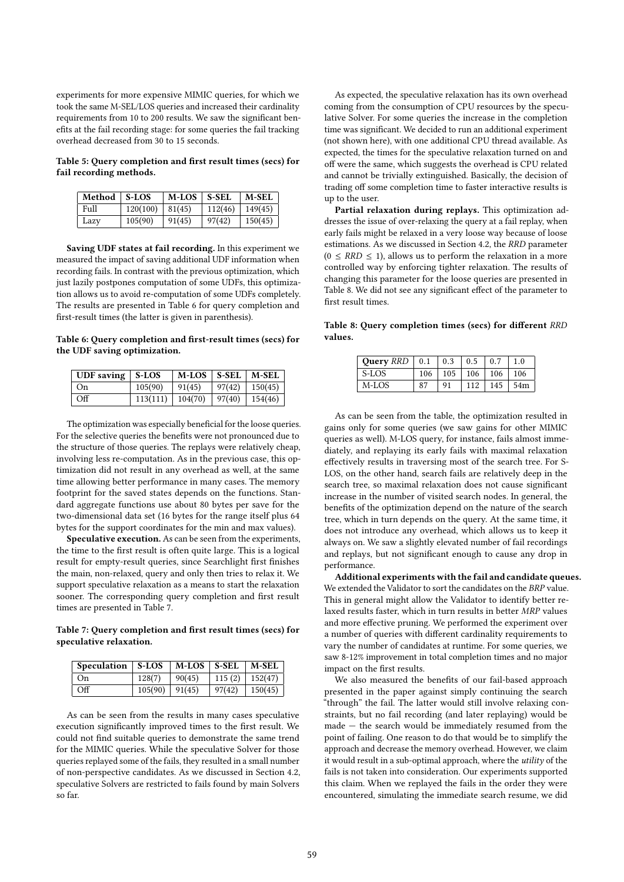experiments for more expensive MIMIC queries, for which we took the same M-SEL/LOS queries and increased their cardinality requirements from 10 to 200 results. We saw the significant benefits at the fail recording stage: for some queries the fail tracking overhead decreased from 30 to 15 seconds.

**Table 5: Query completion and first result times (secs) for fail recording methods.**

| Method | S-LOS | M-LOS | S-SEL | M-SEL |
|---|---|---|---|---|
| Full | 120(100) | 81(45) | 112(46) | 149(45) |
| Lazy | 105(90) | 91(45) | 97(42) | 150(45) |

**Saving UDF states at fail recording.** In this experiment we measured the impact of saving additional UDF information when recording fails. In contrast with the previous optimization, which just lazily postpones computation of some UDFs, this optimization allows us to avoid re-computation of some UDFs completely. The results are presented in Table 6 for query completion and first-result times (the latter is given in parenthesis).

**Table 6: Query completion and first-result times (secs) for the UDF saving optimization.**

| UDF saving | S-LOS | M-LOS | S-SEL | M-SEL |
|---|---|---|---|---|
| On | 105(90) | 91(45) | 97(42) | 150(45) |
| Off | 113(111) | 104(70) | 97(40) | 154(46) |

The optimization was especially beneficial for the loose queries. For the selective queries the benefits were not pronounced due to the structure of those queries. The replays were relatively cheap, involving less re-computation. As in the previous case, this optimization did not result in any overhead as well, at the same time allowing better performance in many cases. The memory footprint for the saved states depends on the functions. Standard aggregate functions use about 80 bytes per save for the two-dimensional data set (16 bytes for the range itself plus 64 bytes for the support coordinates for the min and max values).

**Speculative execution.** As can be seen from the experiments, the time to the first result is often quite large. This is a logical result for empty-result queries, since Searchlight first finishes the main, non-relaxed, query and only then tries to relax it. We support speculative relaxation as a means to start the relaxation sooner. The corresponding query completion and first result times are presented in Table 7.

**Table 7: Query completion and first result times (secs) for speculative relaxation.**

| Speculation | S-LOS | M-LOS | S-SEL | M-SEL |
|---|---|---|---|---|
| On | 128(7) | 90(45) | 115 (2) | 152(47) |
| Off | 105(90) | 91(45) | 97(42) | 150(45) |

As can be seen from the results in many cases speculative execution significantly improved times to the first result. We could not find suitable queries to demonstrate the same trend for the MIMIC queries. While the speculative Solver for those queries replayed some of the fails, they resulted in a small number of non-perspective candidates. As we discussed in Section 4.2, speculative Solvers are restricted to fails found by main Solvers so far.

As expected, the speculative relaxation has its own overhead coming from the consumption of CPU resources by the speculative Solver. For some queries the increase in the completion time was significant. We decided to run an additional experiment (not shown here), with one additional CPU thread available. As expected, the times for the speculative relaxation turned on and off were the same, which suggests the overhead is CPU related and cannot be trivially extinguished. Basically, the decision of trading off some completion time to faster interactive results is up to the user.

**Partial relaxation during replays.** This optimization addresses the issue of over-relaxing the query at a fail replay, when early fails might be relaxed in a very loose way because of loose estimations. As we discussed in Section 4.2, the *RRD* parameter ($0 \leq RRD \leq 1$), allows us to perform the relaxation in a more controlled way by enforcing tighter relaxation. The results of changing this parameter for the loose queries are presented in Table 8. We did not see any significant effect of the parameter to first result times.

**Table 8: Query completion times (secs) for different *RRD* values.**

| **Query** *RRD* | 0.1 | 0.3 | 0.5 | 0.7 | 1.0 |
|---|---|---|---|---|---|
| S-LOS | 106 | 105 | 106 | 106 | 106 |
| M-LOS | 87 | 91 | 112 | 145 | 54m |

As can be seen from the table, the optimization resulted in gains only for some queries (we saw gains for other MIMIC queries as well). M-LOS query, for instance, fails almost immediately, and replaying its early fails with maximal relaxation effectively results in traversing most of the search tree. For S-LOS, on the other hand, search fails are relatively deep in the search tree, so maximal relaxation does not cause significant increase in the number of visited search nodes. In general, the benefits of the optimization depend on the nature of the search tree, which in turn depends on the query. At the same time, it does not introduce any overhead, which allows us to keep it always on. We saw a slightly elevated number of fail recordings and replays, but not significant enough to cause any drop in performance.

**Additional experiments with the fail and candidate queues.** We extended the Validator to sort the candidates on the *BRP* value. This in general might allow the Validator to identify better relaxed results faster, which in turn results in better *MRP* values and more effective pruning. We performed the experiment over a number of queries with different cardinality requirements to vary the number of candidates at runtime. For some queries, we saw 8-12% improvement in total completion times and no major impact on the first results.

We also measured the benefits of our fail-based approach presented in the paper against simply continuing the search "through" the fail. The latter would still involve relaxing constraints, but no fail recording (and later replaying) would be made — the search would be immediately resumed from the point of failing. One reason to do that would be to simplify the approach and decrease the memory overhead. However, we claim it would result in a sub-optimal approach, where the *utility* of the fails is not taken into consideration. Our experiments supported this claim. When we replayed the fails in the order they were encountered, simulating the immediate search resume, we did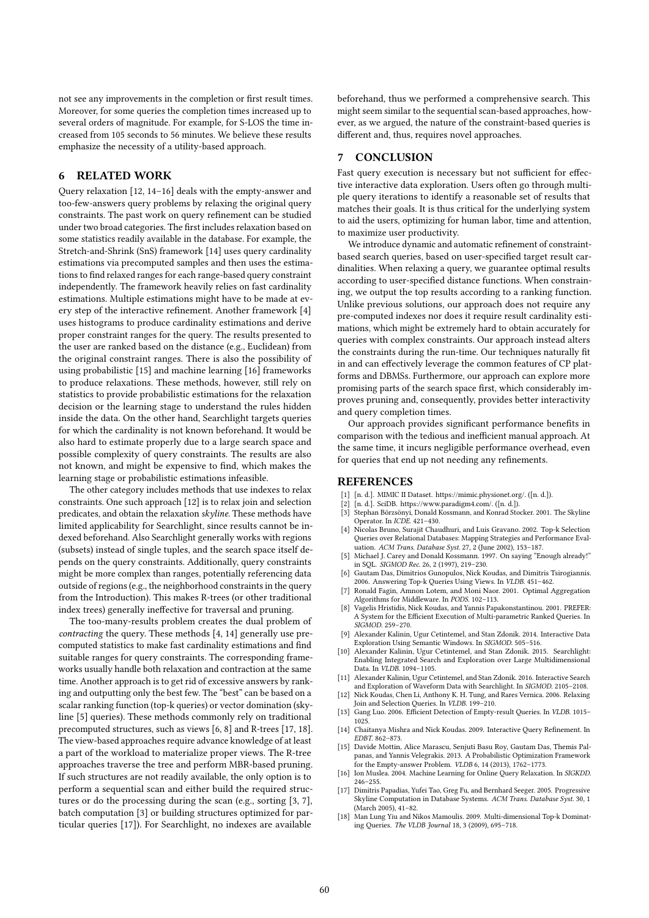not see any improvements in the completion or first result times. Moreover, for some queries the completion times increased up to several orders of magnitude. For example, for S-LOS the time increased from 105 seconds to 56 minutes. We believe these results emphasize the necessity of a utility-based approach.

## 6 RELATED WORK

Query relaxation [12, 14–16] deals with the empty-answer and too-few-answers query problems by relaxing the original query constraints. The past work on query refinement can be studied under two broad categories. The first includes relaxation based on some statistics readily available in the database. For example, the Stretch-and-Shrink (SnS) framework [14] uses query cardinality estimations via precomputed samples and then uses the estimations to find relaxed ranges for each range-based query constraint independently. The framework heavily relies on fast cardinality estimations. Multiple estimations might have to be made at every step of the interactive refinement. Another framework [4] uses histograms to produce cardinality estimations and derive proper constraint ranges for the query. The results presented to the user are ranked based on the distance (e.g., Euclidean) from the original constraint ranges. There is also the possibility of using probabilistic [15] and machine learning [16] frameworks to produce relaxations. These methods, however, still rely on statistics to provide probabilistic estimations for the relaxation decision or the learning stage to understand the rules hidden inside the data. On the other hand, Searchlight targets queries for which the cardinality is not known beforehand. It would be also hard to estimate properly due to a large search space and possible complexity of query constraints. The results are also not known, and might be expensive to find, which makes the learning stage or probabilistic estimations infeasible.

The other category includes methods that use indexes to relax constraints. One such approach [12] is to relax join and selection predicates, and obtain the relaxation *skyline*. These methods have limited applicability for Searchlight, since results cannot be indexed beforehand. Also Searchlight generally works with regions (subsets) instead of single tuples, and the search space itself depends on the query constraints. Additionally, query constraints might be more complex than ranges, potentially referencing data outside of regions (e.g., the neighborhood constraints in the query from the Introduction). This makes R-trees (or other traditional index trees) generally ineffective for traversal and pruning.

The too-many-results problem creates the dual problem of *contracting* the query. These methods [4, 14] generally use precomputed statistics to make fast cardinality estimations and find suitable ranges for query constraints. The corresponding frameworks usually handle both relaxation and contraction at the same time. Another approach is to get rid of excessive answers by ranking and outputting only the best few. The "best" can be based on a scalar ranking function (top-k queries) or vector domination (skyline [5] queries). These methods commonly rely on traditional precomputed structures, such as views [6, 8] and R-trees [17, 18]. The view-based approaches require advance knowledge of at least a part of the workload to materialize proper views. The R-tree approaches traverse the tree and perform MBR-based pruning. If such structures are not readily available, the only option is to perform a sequential scan and either build the required structures or do the processing during the scan (e.g., sorting [3, 7], batch computation [3] or building structures optimized for particular queries [17]). For Searchlight, no indexes are available beforehand, thus we performed a comprehensive search. This might seem similar to the sequential scan-based approaches, however, as we argued, the nature of the constraint-based queries is different and, thus, requires novel approaches.

## 7 CONCLUSION

Fast query execution is necessary but not sufficient for effective interactive data exploration. Users often go through multiple query iterations to identify a reasonable set of results that matches their goals. It is thus critical for the underlying system to aid the users, optimizing for human labor, time and attention, to maximize user productivity.

We introduce dynamic and automatic refinement of constraint-based search queries, based on user-specified target result cardinalities. When relaxing a query, we guarantee optimal results according to user-specified distance functions. When constraining, we output the top results according to a ranking function. Unlike previous solutions, our approach does not require any pre-computed indexes nor does it require result cardinality estimations, which might be extremely hard to obtain accurately for queries with complex constraints. Our approach instead alters the constraints during the run-time. Our techniques naturally fit in and can effectively leverage the common features of CP platforms and DBMSs. Furthermore, our approach can explore more promising parts of the search space first, which considerably improves pruning and, consequently, provides better interactivity and query completion times.

Our approach provides significant performance benefits in comparison with the tedious and inefficient manual approach. At the same time, it incurs negligible performance overhead, even for queries that end up not needing any refinements.

## REFERENCES

- [1] [n. d.]. MIMIC II Dataset. https://mimic.physionet.org/. ([n. d.]).
- [2] [n. d.]. SciDB. https://www.paradigm4.com/. ([n. d.]).
- [3] Stephan Börzsönyi, Donald Kossmann, and Konrad Stocker. 2001. The Skyline Operator. In *ICDE*. 421–430.
- [4] Nicolas Bruno, Surajit Chaudhuri, and Luis Gravano. 2002. Top-k Selection Queries over Relational Databases: Mapping Strategies and Performance Evaluation. *ACM Trans. Database Syst.* 27, 2 (June 2002), 153–187.
- [5] Michael J. Carey and Donald Kossmann. 1997. On saying "Enough already!" in SQL. *SIGMOD Rec.* 26, 2 (1997), 219–230.
- [6] Gautam Das, Dimitrios Gunopulos, Nick Koudas, and Dimitris Tsirogiannis. 2006. Answering Top-k Queries Using Views. In *VLDB*. 451–462.
- [7] Ronald Fagin, Amnon Lotem, and Moni Naor. 2001. Optimal Aggregation Algorithms for Middleware. In *PODS*. 102–113.
- [8] Vagelis Hristidis, Nick Koudas, and Yannis Papakonstantinou. 2001. PREFER: A System for the Efficient Execution of Multi-parametric Ranked Queries. In *SIGMOD*. 259–270.
- [9] Alexander Kalinin, Ugur Cetintemel, and Stan Zdonik. 2014. Interactive Data Exploration Using Semantic Windows. In *SIGMOD*. 505–516.
- [10] Alexander Kalinin, Ugur Cetintemel, and Stan Zdonik. 2015. Searchlight: Enabling Integrated Search and Exploration over Large Multidimensional Data. In *VLDB*. 1094–1105.
- [11] Alexander Kalinin, Ugur Cetintemel, and Stan Zdonik. 2016. Interactive Search and Exploration of Waveform Data with Searchlight. In *SIGMOD*. 2105–2108.
- [12] Nick Koudas, Chen Li, Anthony K. H. Tung, and Rares Vernica. 2006. Relaxing Join and Selection Queries. In *VLDB*. 199–210.
- [13] Gang Luo. 2006. Efficient Detection of Empty-result Queries. In *VLDB*. 1015–1025.
- [14] Chaitanya Mishra and Nick Koudas. 2009. Interactive Query Refinement. In *EDBT*. 862–873.
- [15] Davide Mottin, Alice Marascu, Senjuti Basu Roy, Gautam Das, Themis Palpanas, and Yannis Velegrakis. 2013. A Probabilistic Optimization Framework for the Empty-answer Problem. *VLDB* 6, 14 (2013), 1762–1773.
- [16] Ion Muslea. 2004. Machine Learning for Online Query Relaxation. In *SIGKDD*. 246–255.
- [17] Dimitris Papadias, Yufei Tao, Greg Fu, and Bernhard Seeger. 2005. Progressive Skyline Computation in Database Systems. *ACM Trans. Database Syst.* 30, 1 (March 2005), 41–82.
- [18] Man Lung Yiu and Nikos Mamoulis. 2009. Multi-dimensional Top-k Dominating Queries. *The VLDB Journal* 18, 3 (2009), 695–718.